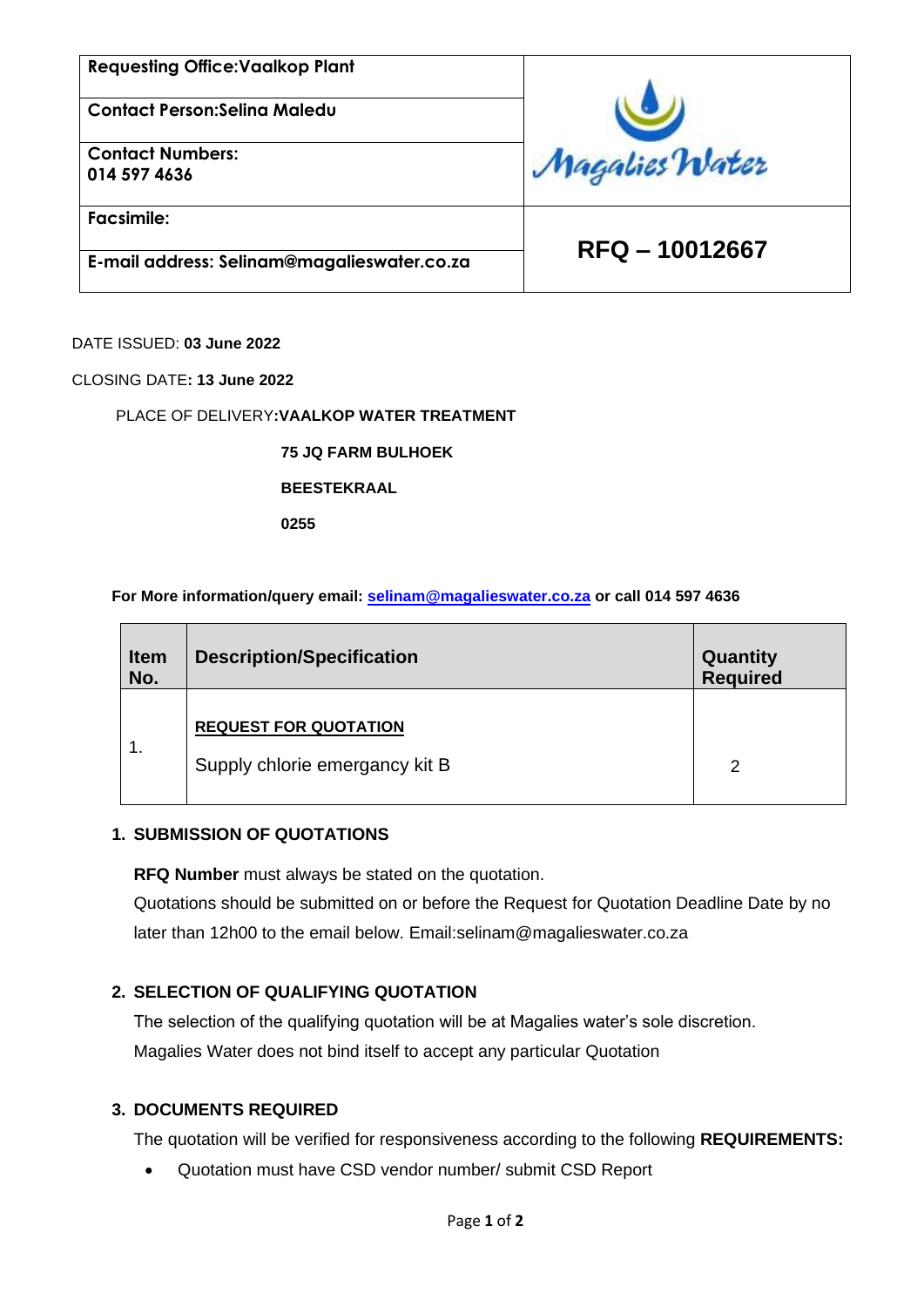| Requesting Office:Vaalkop Plant | Magalies Water |
| --- | --- |
| Contact Person:Selina Maledu | |
| Contact Numbers: 014 597 4636 | |
| Facsimile: | **RFQ – 10012667** |
| E-mail address: Selinam@magalieswater.co.za | |

DATE ISSUED: **03 June 2022**

CLOSING DATE**: 13 June 2022**

PLACE OF DELIVERY**:VAALKOP WATER TREATMENT**

**75 JQ FARM BULHOEK**

**BEESTEKRAAL**

**0255**

**For More information/query email: selinam@magalieswater.co.za or call 014 597 4636**

| Item No. | Description/Specification | Quantity Required |
| --- | --- | --- |
| 1. | **REQUEST FOR QUOTATION**<br>Supply chlorie emergancy kit B | 2 |

## 1. SUBMISSION OF QUOTATIONS

**RFQ Number** must always be stated on the quotation.
Quotations should be submitted on or before the Request for Quotation Deadline Date by no later than 12h00 to the email below. Email:selinam@magalieswater.co.za

## 2. SELECTION OF QUALIFYING QUOTATION

The selection of the qualifying quotation will be at Magalies water's sole discretion.
Magalies Water does not bind itself to accept any particular Quotation

## 3. DOCUMENTS REQUIRED

The quotation will be verified for responsiveness according to the following **REQUIREMENTS:**

- Quotation must have CSD vendor number/ submit CSD Report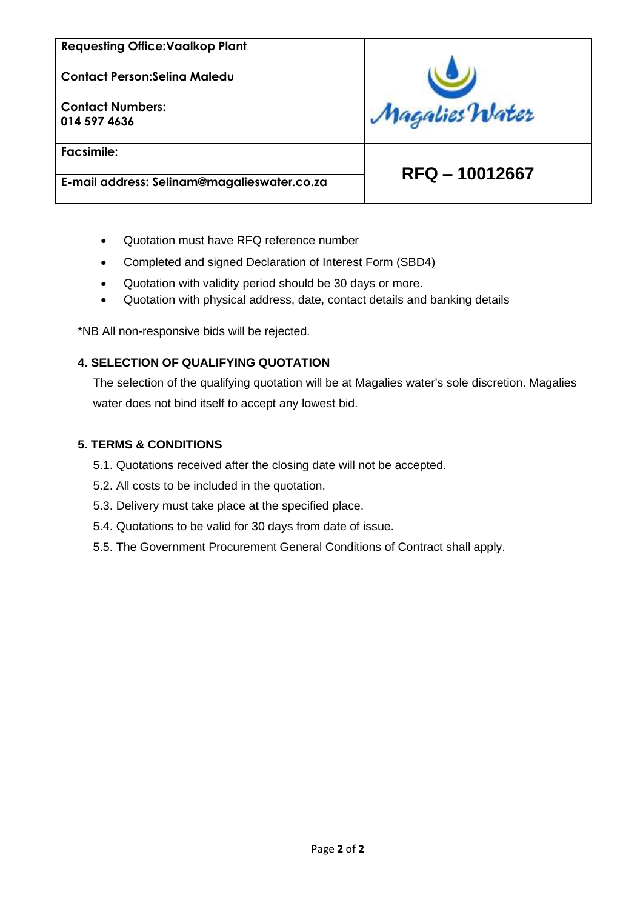| | |
|---|---|
| **Requesting Office:Vaalkop Plant** | Magalies Water |
| **Contact Person:Selina Maledu** | |
| **Contact Numbers:** **014 597 4636** | |
| **Facsimile:** | **RFQ – 10012667** |
| **E-mail address: Selinam@magalieswater.co.za** | |

- Quotation must have RFQ reference number
- Completed and signed Declaration of Interest Form (SBD4)
- Quotation with validity period should be 30 days or more.
- Quotation with physical address, date, contact details and banking details

*NB All non-responsive bids will be rejected.

**4. SELECTION OF QUALIFYING QUOTATION**

The selection of the qualifying quotation will be at Magalies water's sole discretion. Magalies water does not bind itself to accept any lowest bid.

**5. TERMS & CONDITIONS**

5.1. Quotations received after the closing date will not be accepted.

5.2. All costs to be included in the quotation.

5.3. Delivery must take place at the specified place.

5.4. Quotations to be valid for 30 days from date of issue.

5.5. The Government Procurement General Conditions of Contract shall apply.